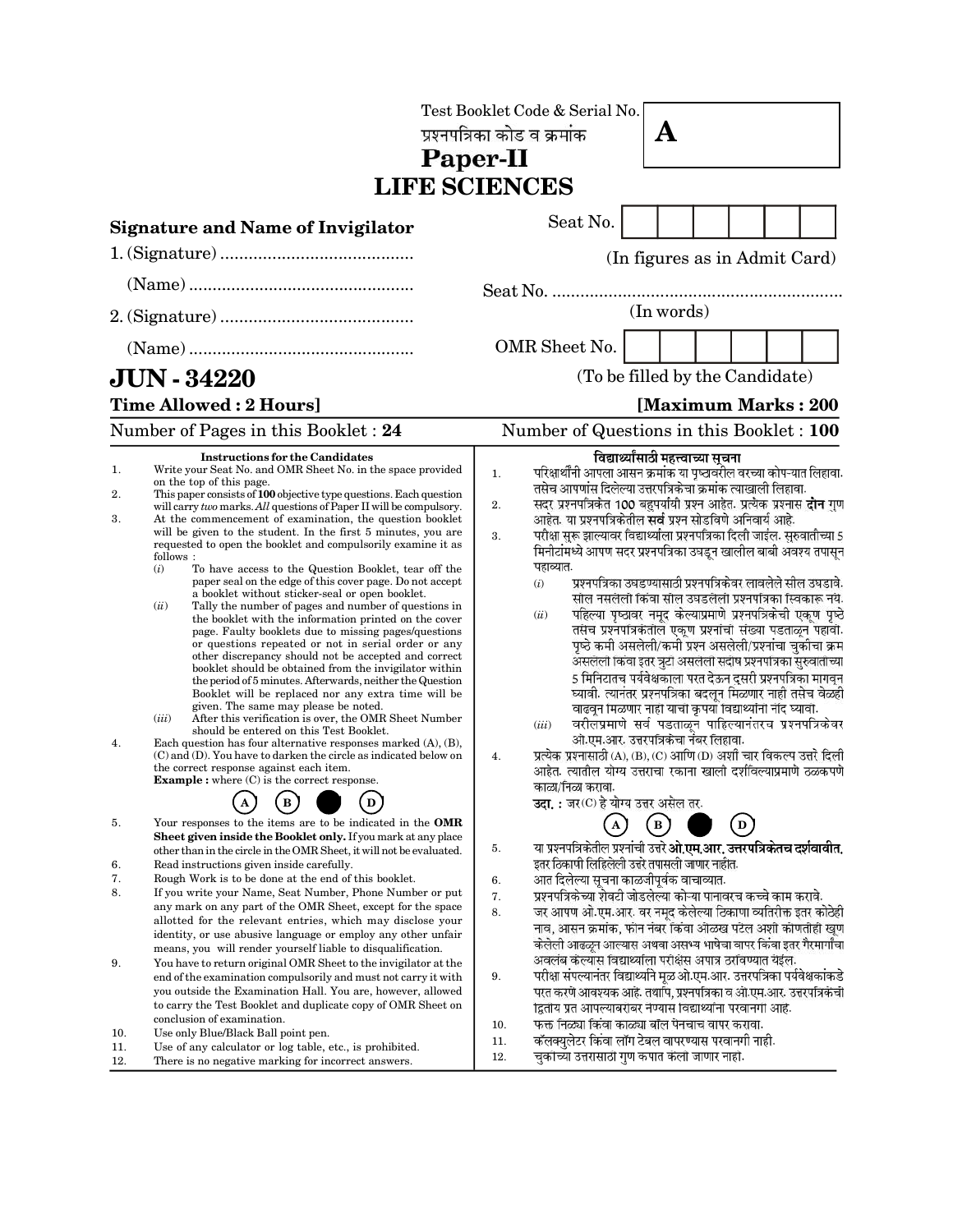Test Booklet Code & Serial No.
प्रश्नपत्रिका कोड व क्रमांक

**A**

# Paper-II
# LIFE SCIENCES

**Signature and Name of Invigilator**

1. (Signature) .........................................

 (Name) ................................................

2. (Signature) .........................................

 (Name) ................................................

Seat No. [ ] [ ] [ ] [ ] [ ] [ ] [ ]

(In figures as in Admit Card)

Seat No. ..............................................................

(In words)

OMR Sheet No. [ ] [ ] [ ] [ ] [ ] [ ] [ ]

(To be filled by the Candidate)

## JUN - 34220

**Time Allowed : 2 Hours]** **[Maximum Marks : 200**

Number of Pages in this Booklet : 24 Number of Questions in this Booklet : 100

**Instructions for the Candidates**

1. Write your Seat No. and OMR Sheet No. in the space provided on the top of this page.
2. This paper consists of **100** objective type questions. Each question will carry *two* marks. *All* questions of Paper II will be compulsory.
3. At the commencement of examination, the question booklet will be given to the student. In the first 5 minutes, you are requested to open the booklet and compulsorily examine it as follows :
 (*i*) To have access to the Question Booklet, tear off the paper seal on the edge of this cover page. Do not accept a booklet without sticker-seal or open booklet.
 (*ii*) Tally the number of pages and number of questions in the booklet with the information printed on the cover page. Faulty booklets due to missing pages/questions or questions repeated or not in serial order or any other discrepancy should not be accepted and correct booklet should be obtained from the invigilator within the period of 5 minutes. Afterwards, neither the Question Booklet will be replaced nor any extra time will be given. The same may please be noted.
 (*iii*) After this verification is over, the OMR Sheet Number should be entered on this Test Booklet.
4. Each question has four alternative responses marked (A), (B), (C) and (D). You have to darken the circle as indicated below on the correct response against each item.
 **Example :** where (C) is the correct response.
 (A) (B) ● (D)
5. Your responses to the items are to be indicated in the **OMR Sheet given inside the Booklet only.** If you mark at any place other than in the circle in the OMR Sheet, it will not be evaluated.
6. Read instructions given inside carefully.
7. Rough Work is to be done at the end of this booklet.
8. If you write your Name, Seat Number, Phone Number or put any mark on any part of the OMR Sheet, except for the space allotted for the relevant entries, which may disclose your identity, or use abusive language or employ any other unfair means, you will render yourself liable to disqualification.
9. You have to return original OMR Sheet to the invigilator at the end of the examination compulsorily and must not carry it with you outside the Examination Hall. You are, however, allowed to carry the Test Booklet and duplicate copy of OMR Sheet on conclusion of examination.
10. Use only Blue/Black Ball point pen.
11. Use of any calculator or log table, etc., is prohibited.
12. There is no negative marking for incorrect answers.

**विद्यार्थ्यांसाठी महत्त्वाच्या सूचना**

1. परिक्षार्थींनी आपला आसन क्रमांक या पृष्ठावरील वरच्या कोपऱ्यात लिहावा. तसेच आपणांस दिलेल्या उत्तरपत्रिकेचा क्रमांक त्याखाली लिहावा.
2. सदर प्रश्नपत्रिकेत 100 बहुपर्यायी प्रश्न आहेत. प्रत्येक प्रश्नास **दोन** गुण आहेत. या प्रश्नपत्रिकेतील **सर्व** प्रश्न सोडविणे अनिवार्य आहे.
3. परीक्षा सुरू झाल्यावर विद्यार्थ्याला प्रश्नपत्रिका दिली जाईल. सुरुवातीच्या 5 मिनीटांमध्ये आपण सदर प्रश्नपत्रिका उघडून खालील बाबी अवश्य तपासून पहाव्यात.
 (*i*) प्रश्नपत्रिका उघडण्यासाठी प्रश्नपत्रिकेवर लावलेले सील उघडावे. सील नसलेली किंवा सील उघडलेली प्रश्नपत्रिका स्विकारू नये.
 (*ii*) पहिल्या पृष्ठावर नमूद केल्याप्रमाणे प्रश्नपत्रिकेची एकूण पृष्ठे तसेच प्रश्नपत्रिकेतील एकूण प्रश्नांची संख्या पडताळून पहावी. पृष्ठे कमी असलेली/कमी प्रश्न असलेली/प्रश्नांचा चुकीचा क्रम असलेली किंवा इतर त्रुटी असलेली सदोष प्रश्नपत्रिका सुरुवातीच्या 5 मिनिटातच पर्यवेक्षकाला परत देऊन दुसरी प्रश्नपत्रिका मागवून घ्यावी. त्यानंतर प्रश्नपत्रिका बदलून मिळणार नाही तसेच वेळही वाढवून मिळणार नाही याची कृपया विद्यार्थ्यांनी नोंद घ्यावी.
 (*iii*) वरीलप्रमाणे सर्व पडताळून पाहिल्यानंतरच प्रश्नपत्रिकेवर ओ.एम.आर. उत्तरपत्रिकेचा नंबर लिहावा.
4. प्रत्येक प्रश्नासाठी (A), (B), (C) आणि (D) अशी चार विकल्प उत्तरे दिली आहेत. त्यातील योग्य उत्तराचा रकाना खाली दर्शविल्याप्रमाणे ठळकपणे काळा/निळा करावा.
 **उदा. :** जर (C) हे योग्य उत्तर असेल तर.
 (A) (B) ● (D)
5. या प्रश्नपत्रिकेतील प्रश्नांची उत्तरे **ओ.एम.आर. उत्तरपत्रिकेतच दर्शवावीत.** इतर ठिकाणी लिहिलेली उत्तरे तपासली जाणार नाहीत.
6. आत दिलेल्या सूचना काळजीपूर्वक वाचाव्यात.
7. प्रश्नपत्रिकेच्या शेवटी जोडलेल्या कोऱ्या पानावरच कच्चे काम करावे.
8. जर आपण ओ.एम.आर. वर नमूद केलेल्या ठिकाणा व्यतिरिक्त इतर कोठेही नाव, आसन क्रमांक, फोन नंबर किंवा ओळख पटेल अशी कोणतीही खूण केलेली आढळून आल्यास अथवा असभ्य भाषेचा वापर किंवा इतर गैरमार्गांचा अवलंब केल्यास विद्यार्थ्याला परीक्षेस अपात्र ठरविण्यात येईल.
9. परीक्षा संपल्यानंतर विद्यार्थ्याने मूळ ओ.एम.आर. उत्तरपत्रिका पर्यवेक्षकांकडे परत करणे आवश्यक आहे. तथापि, प्रश्नपत्रिका व ओ.एम.आर. उत्तरपत्रिकेची द्वितीय प्रत आपल्याबरोबर नेण्यास विद्यार्थ्यांना परवानगी आहे.
10. फक्त निळ्या किंवा काळ्या बॉल पेनचाच वापर करावा.
11. कॅलक्युलेटर किंवा लॉग टेबल वापरण्यास परवानगी नाही.
12. चुकीच्या उत्तरासाठी गुण कपात केले जाणार नाहीत.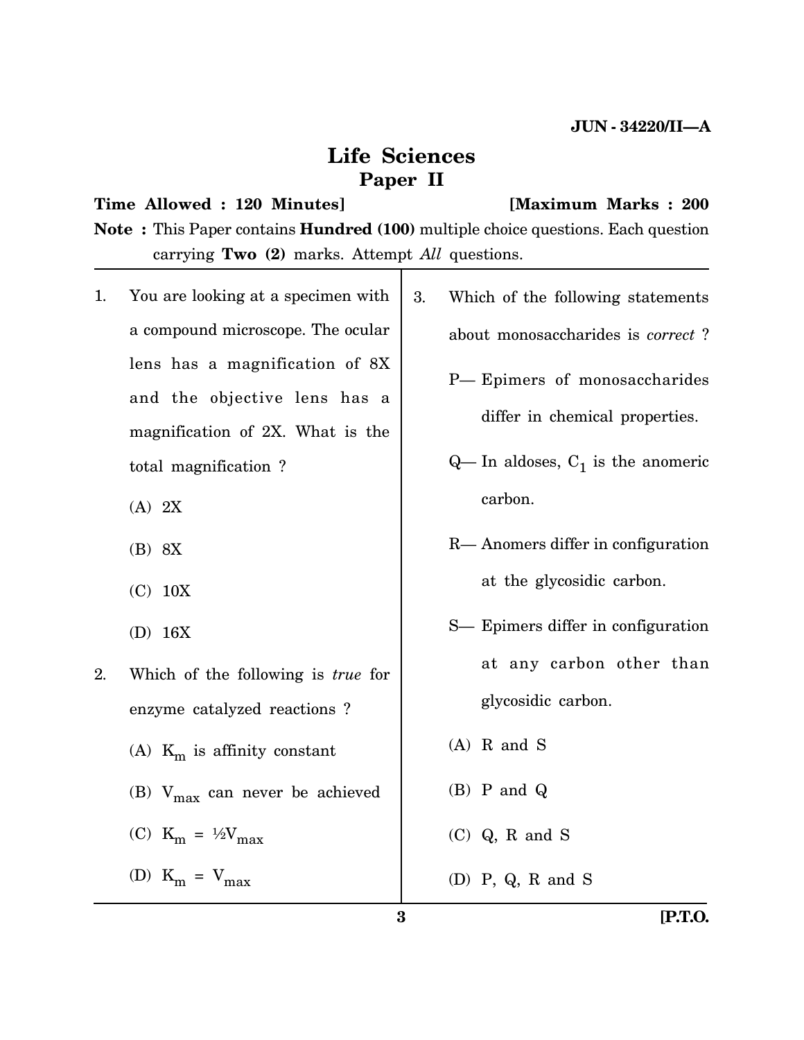JUN - 34220/II—A

# Life Sciences

## Paper II

**Time Allowed : 120 Minutes]** **[Maximum Marks : 200**

**Note :** This Paper contains **Hundred (100)** multiple choice questions. Each question carrying **Two (2)** marks. Attempt *All* questions.

1. You are looking at a specimen with a compound microscope. The ocular lens has a magnification of 8X and the objective lens has a magnification of 2X. What is the total magnification ?

   (A) 2X

   (B) 8X

   (C) 10X

   (D) 16X

2. Which of the following is *true* for enzyme catalyzed reactions ?

   (A) $K_m$ is affinity constant

   (B) $V_{max}$ can never be achieved

   (C) $K_m$ = ½$V_{max}$

   (D) $K_m$ = $V_{max}$

3. Which of the following statements about monosaccharides is *correct* ?

   P— Epimers of monosaccharides differ in chemical properties.

   Q— In aldoses, $C_1$ is the anomeric carbon.

   R— Anomers differ in configuration at the glycosidic carbon.

   S— Epimers differ in configuration at any carbon other than glycosidic carbon.

   (A) R and S

   (B) P and Q

   (C) Q, R and S

   (D) P, Q, R and S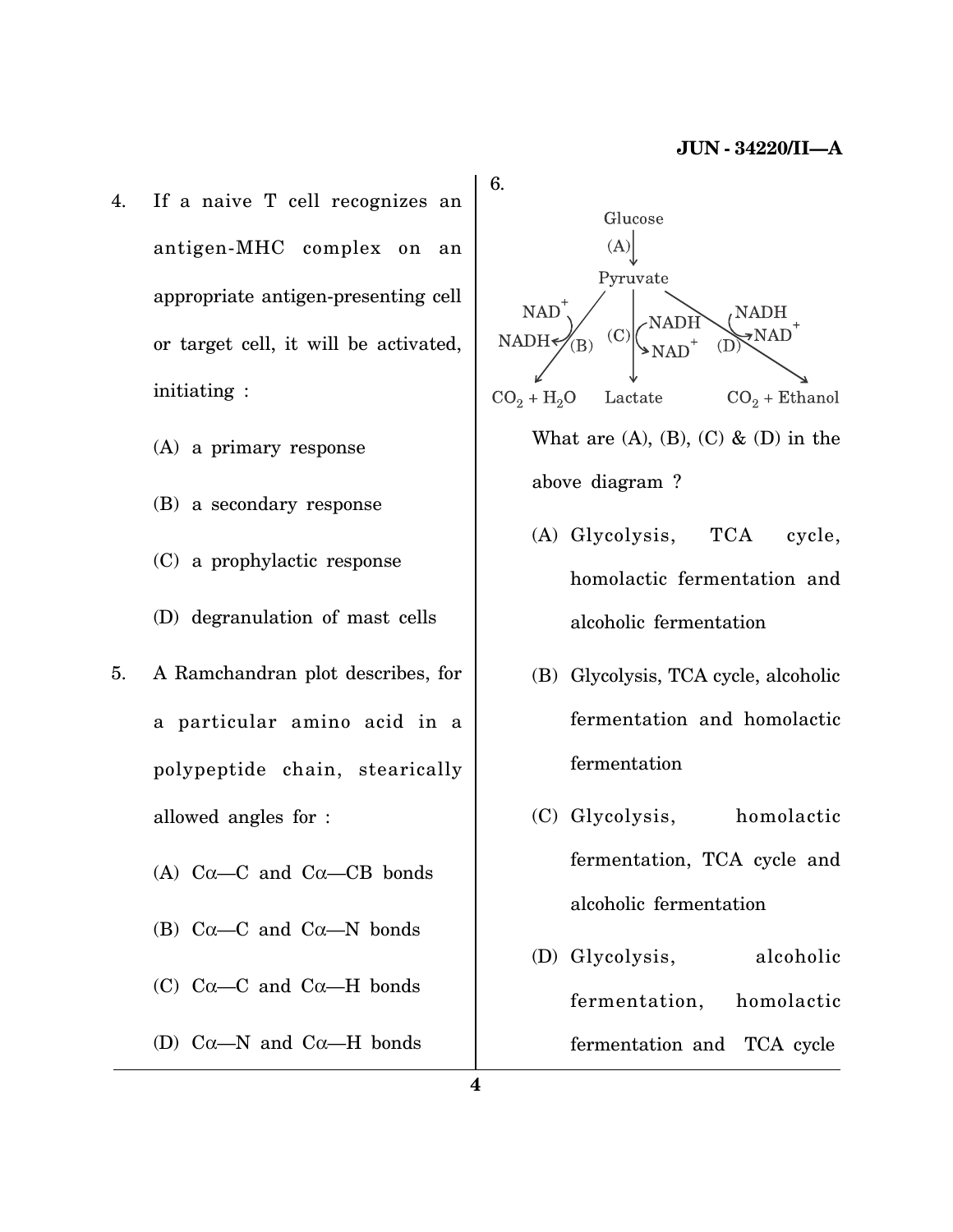4. If a naive T cell recognizes an antigen-MHC complex on an appropriate antigen-presenting cell or target cell, it will be activated, initiating :

   (A) a primary response

   (B) a secondary response

   (C) a prophylactic response

   (D) degranulation of mast cells

5. A Ramchandran plot describes, for a particular amino acid in a polypeptide chain, stearically allowed angles for :

   (A) Cα—C and Cα—CB bonds

   (B) Cα—C and Cα—N bonds

   (C) Cα—C and Cα—H bonds

   (D) Cα—N and Cα—H bonds

6. Glucose

   (A) ↓

   Pyruvate

   (B) Pyruvate → $CO_2 + H_2O$ ($NAD^+$ → NADH)

   (C) Pyruvate → Lactate (NADH → $NAD^+$)

   (D) Pyruvate → $CO_2$ + Ethanol (NADH → $NAD^+$)

   What are (A), (B), (C) & (D) in the above diagram ?

   (A) Glycolysis, TCA cycle, homolactic fermentation and alcoholic fermentation

   (B) Glycolysis, TCA cycle, alcoholic fermentation and homolactic fermentation

   (C) Glycolysis, homolactic fermentation, TCA cycle and alcoholic fermentation

   (D) Glycolysis, alcoholic fermentation, homolactic fermentation and TCA cycle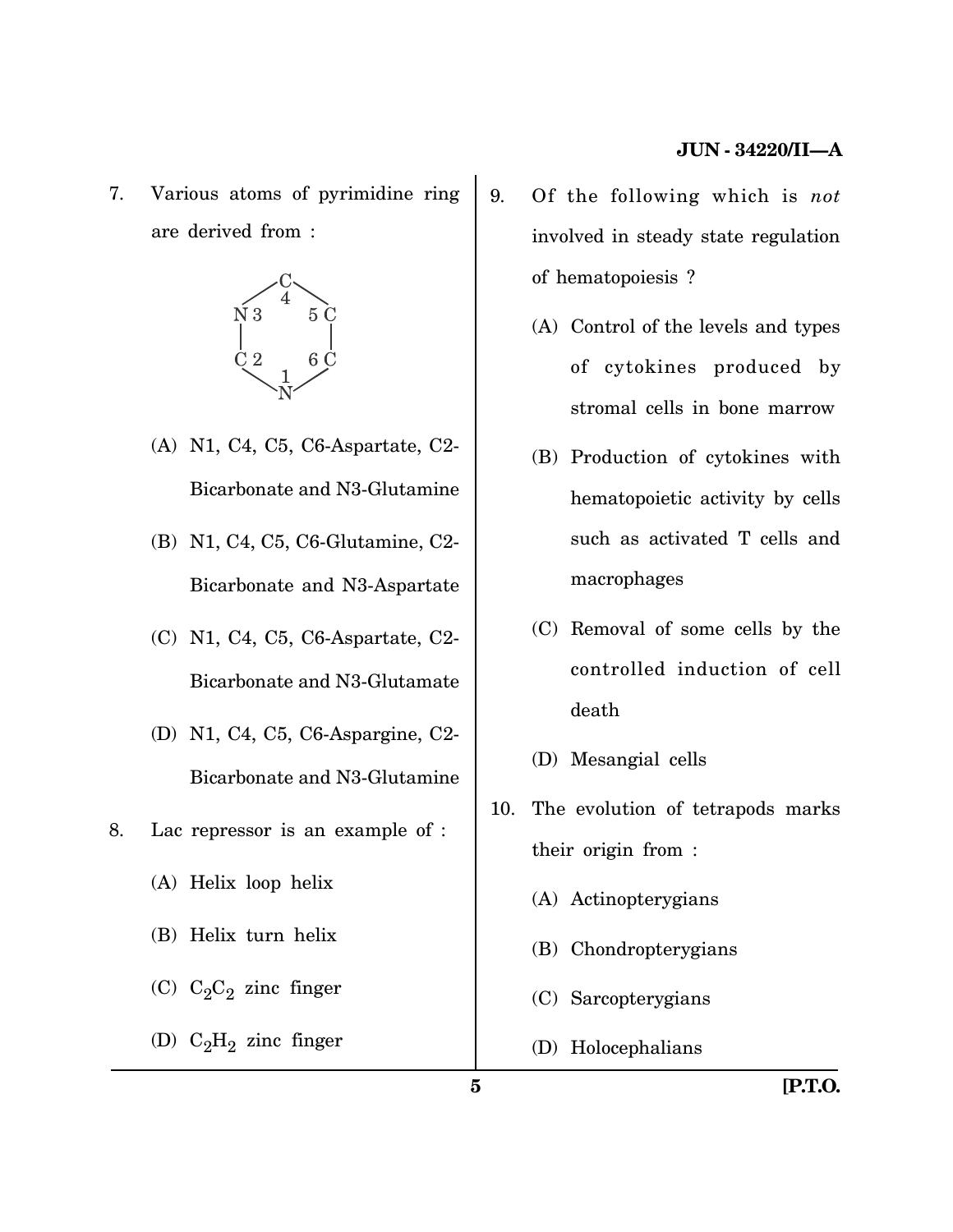7. Various atoms of pyrimidine ring are derived from :

```
      C
    / 4 \
 N 3     5 C
  |       |
 C 2     6 C
    \ 1 /
      N
```

(A) N1, C4, C5, C6-Aspartate, C2-Bicarbonate and N3-Glutamine

(B) N1, C4, C5, C6-Glutamine, C2-Bicarbonate and N3-Aspartate

(C) N1, C4, C5, C6-Aspartate, C2-Bicarbonate and N3-Glutamate

(D) N1, C4, C5, C6-Aspargine, C2-Bicarbonate and N3-Glutamine

8. Lac repressor is an example of :

(A) Helix loop helix

(B) Helix turn helix

(C) $C_2C_2$ zinc finger

(D) $C_2H_2$ zinc finger

9. Of the following which is *not* involved in steady state regulation of hematopoiesis ?

(A) Control of the levels and types of cytokines produced by stromal cells in bone marrow

(B) Production of cytokines with hematopoietic activity by cells such as activated T cells and macrophages

(C) Removal of some cells by the controlled induction of cell death

(D) Mesangial cells

10. The evolution of tetrapods marks their origin from :

(A) Actinopterygians

(B) Chondropterygians

(C) Sarcopterygians

(D) Holocephalians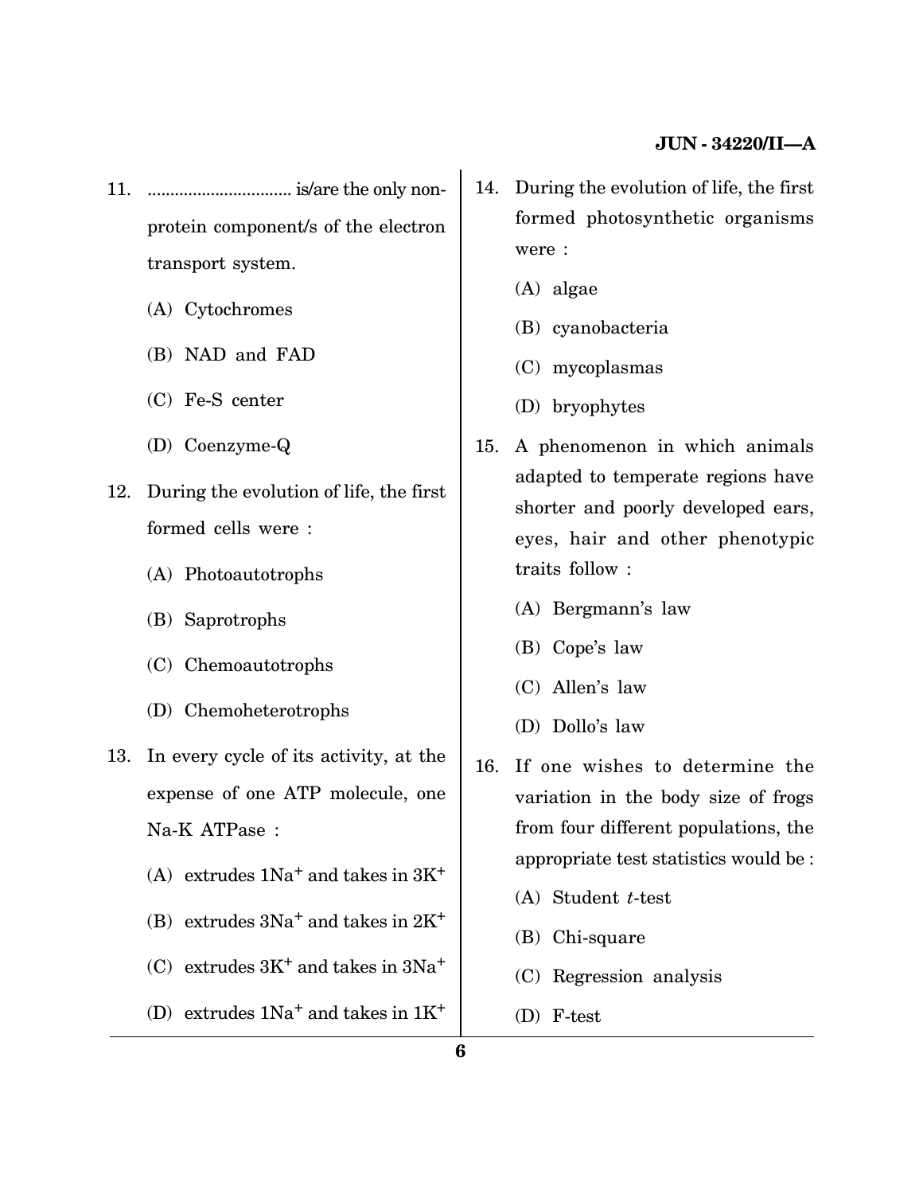11. ................................ is/are the only non-protein component/s of the electron transport system.

 (A) Cytochromes

 (B) NAD and FAD

 (C) Fe-S center

 (D) Coenzyme-Q

12. During the evolution of life, the first formed cells were :

 (A) Photoautotrophs

 (B) Saprotrophs

 (C) Chemoautotrophs

 (D) Chemoheterotrophs

13. In every cycle of its activity, at the expense of one ATP molecule, one Na-K ATPase :

 (A) extrudes $1Na^+$ and takes in $3K^+$

 (B) extrudes $3Na^+$ and takes in $2K^+$

 (C) extrudes $3K^+$ and takes in $3Na^+$

 (D) extrudes $1Na^+$ and takes in $1K^+$

14. During the evolution of life, the first formed photosynthetic organisms were :

 (A) algae

 (B) cyanobacteria

 (C) mycoplasmas

 (D) bryophytes

15. A phenomenon in which animals adapted to temperate regions have shorter and poorly developed ears, eyes, hair and other phenotypic traits follow :

 (A) Bergmann's law

 (B) Cope's law

 (C) Allen's law

 (D) Dollo's law

16. If one wishes to determine the variation in the body size of frogs from four different populations, the appropriate test statistics would be :

 (A) Student *t*-test

 (B) Chi-square

 (C) Regression analysis

 (D) F-test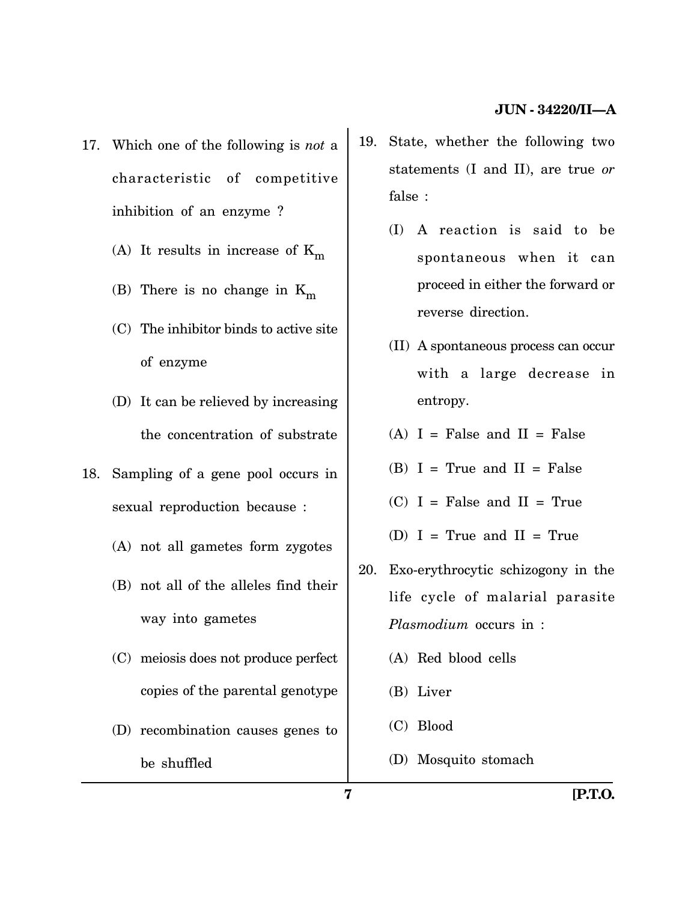17. Which one of the following is *not* a characteristic of competitive inhibition of an enzyme ?

    (A) It results in increase of $K_m$

    (B) There is no change in $K_m$

    (C) The inhibitor binds to active site of enzyme

    (D) It can be relieved by increasing the concentration of substrate

18. Sampling of a gene pool occurs in sexual reproduction because :

    (A) not all gametes form zygotes

    (B) not all of the alleles find their way into gametes

    (C) meiosis does not produce perfect copies of the parental genotype

    (D) recombination causes genes to be shuffled

19. State, whether the following two statements (I and II), are true *or* false :

    (I) A reaction is said to be spontaneous when it can proceed in either the forward or reverse direction.

    (II) A spontaneous process can occur with a large decrease in entropy.

    (A) I = False and II = False

    (B) I = True and II = False

    (C) I = False and II = True

    (D) I = True and II = True

20. Exo-erythrocytic schizogony in the life cycle of malarial parasite *Plasmodium* occurs in :

    (A) Red blood cells

    (B) Liver

    (C) Blood

    (D) Mosquito stomach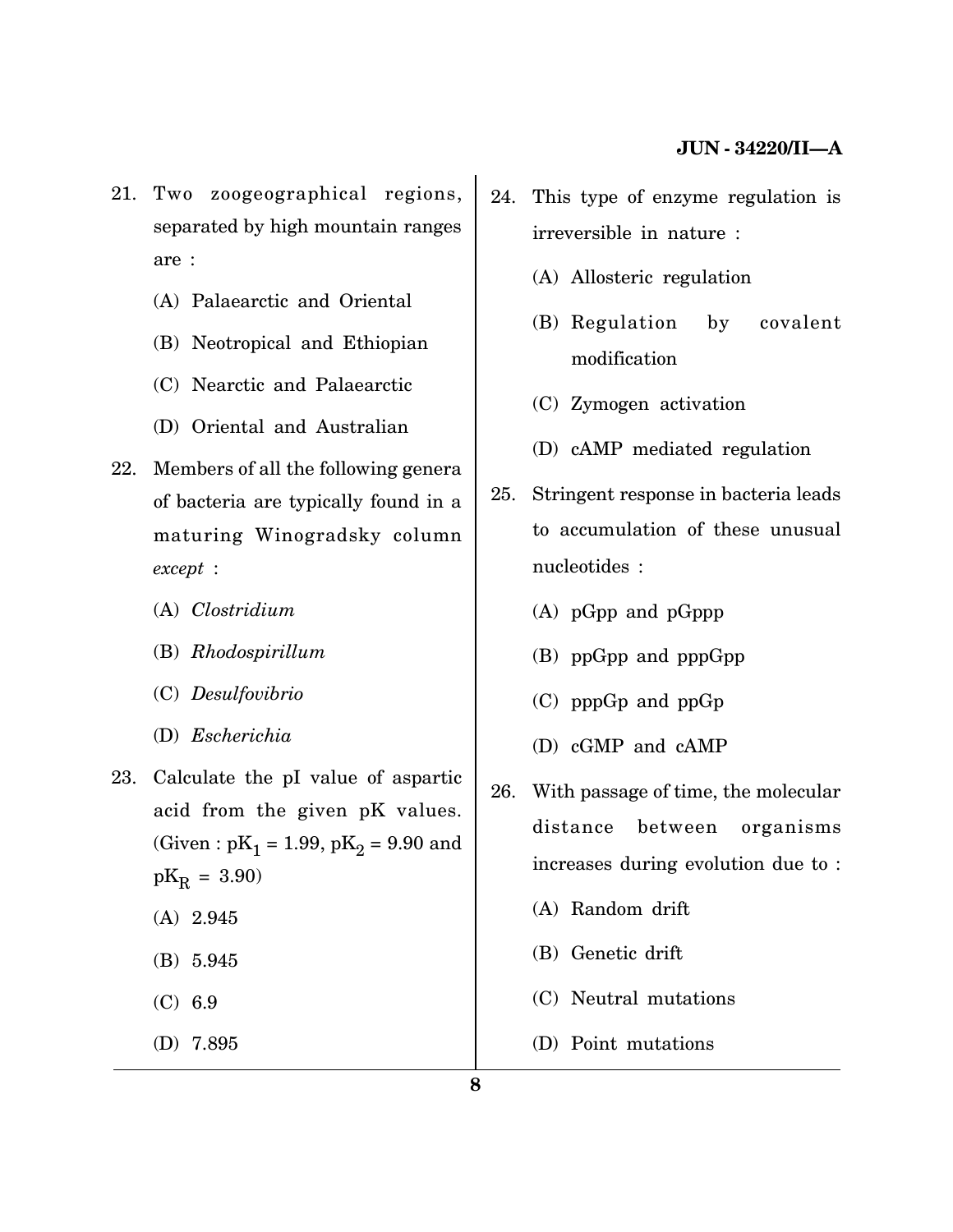21. Two zoogeographical regions, separated by high mountain ranges are :

    (A) Palaearctic and Oriental

    (B) Neotropical and Ethiopian

    (C) Nearctic and Palaearctic

    (D) Oriental and Australian

22. Members of all the following genera of bacteria are typically found in a maturing Winogradsky column *except* :

    (A) *Clostridium*

    (B) *Rhodospirillum*

    (C) *Desulfovibrio*

    (D) *Escherichia*

23. Calculate the pI value of aspartic acid from the given pK values. (Given : $pK_1 = 1.99$, $pK_2 = 9.90$ and $pK_R = 3.90$)

    (A) 2.945

    (B) 5.945

    (C) 6.9

    (D) 7.895

24. This type of enzyme regulation is irreversible in nature :

    (A) Allosteric regulation

    (B) Regulation by covalent modification

    (C) Zymogen activation

    (D) cAMP mediated regulation

25. Stringent response in bacteria leads to accumulation of these unusual nucleotides :

    (A) pGpp and pGppp

    (B) ppGpp and pppGpp

    (C) pppGp and ppGp

    (D) cGMP and cAMP

26. With passage of time, the molecular distance between organisms increases during evolution due to :

    (A) Random drift

    (B) Genetic drift

    (C) Neutral mutations

    (D) Point mutations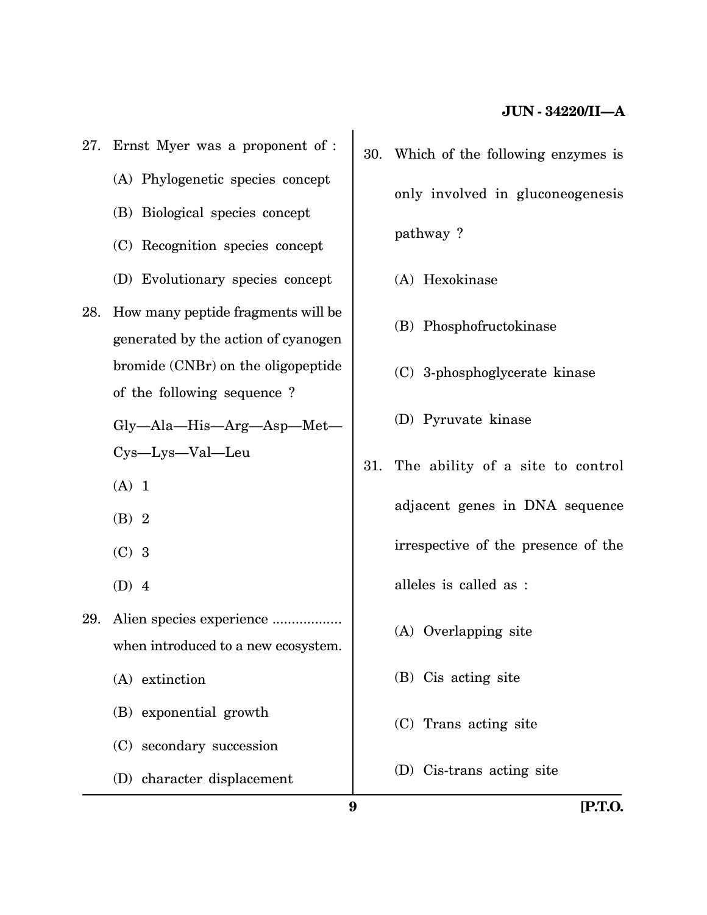27. Ernst Myer was a proponent of :

    (A) Phylogenetic species concept

    (B) Biological species concept

    (C) Recognition species concept

    (D) Evolutionary species concept

28. How many peptide fragments will be generated by the action of cyanogen bromide (CNBr) on the oligopeptide of the following sequence ?

    Gly—Ala—His—Arg—Asp—Met—Cys—Lys—Val—Leu

    (A) 1

    (B) 2

    (C) 3

    (D) 4

29. Alien species experience .................. when introduced to a new ecosystem.

    (A) extinction

    (B) exponential growth

    (C) secondary succession

    (D) character displacement

30. Which of the following enzymes is only involved in gluconeogenesis pathway ?

    (A) Hexokinase

    (B) Phosphofructokinase

    (C) 3-phosphoglycerate kinase

    (D) Pyruvate kinase

31. The ability of a site to control adjacent genes in DNA sequence irrespective of the presence of the alleles is called as :

    (A) Overlapping site

    (B) Cis acting site

    (C) Trans acting site

    (D) Cis-trans acting site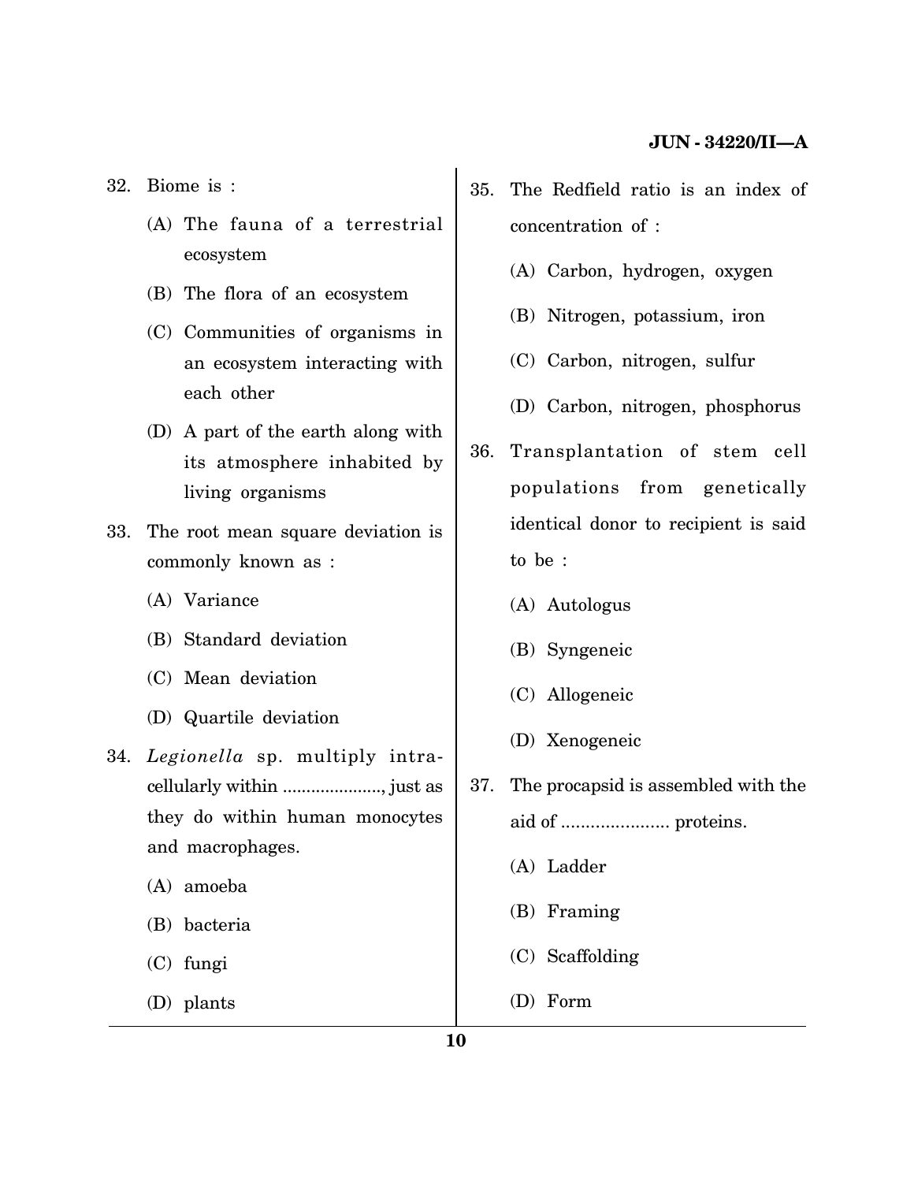32. Biome is :

    (A) The fauna of a terrestrial ecosystem

    (B) The flora of an ecosystem

    (C) Communities of organisms in an ecosystem interacting with each other

    (D) A part of the earth along with its atmosphere inhabited by living organisms

33. The root mean square deviation is commonly known as :

    (A) Variance

    (B) Standard deviation

    (C) Mean deviation

    (D) Quartile deviation

34. *Legionella* sp. multiply intracellularly within ....................., just as they do within human monocytes and macrophages.

    (A) amoeba

    (B) bacteria

    (C) fungi

    (D) plants

35. The Redfield ratio is an index of concentration of :

    (A) Carbon, hydrogen, oxygen

    (B) Nitrogen, potassium, iron

    (C) Carbon, nitrogen, sulfur

    (D) Carbon, nitrogen, phosphorus

36. Transplantation of stem cell populations from genetically identical donor to recipient is said to be :

    (A) Autologus

    (B) Syngeneic

    (C) Allogeneic

    (D) Xenogeneic

37. The procapsid is assembled with the aid of ...................... proteins.

    (A) Ladder

    (B) Framing

    (C) Scaffolding

    (D) Form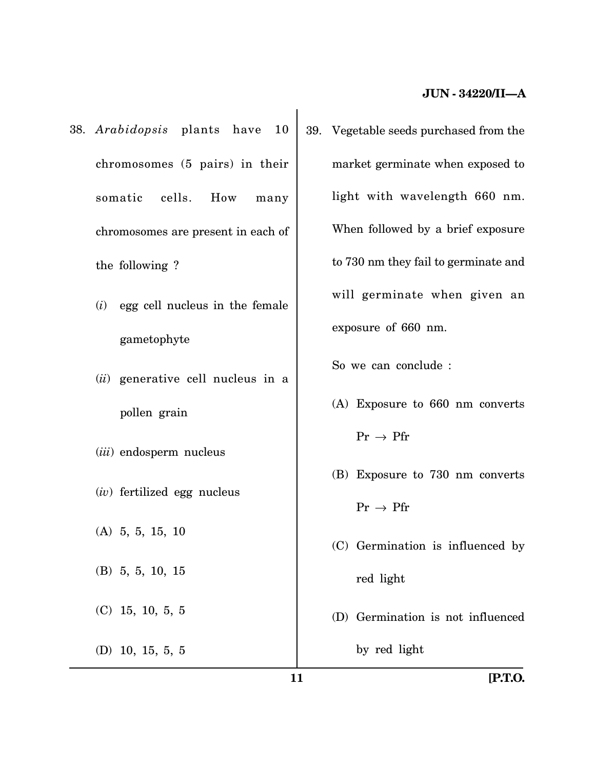38. *Arabidopsis* plants have 10 chromosomes (5 pairs) in their somatic cells. How many chromosomes are present in each of the following ?

    (*i*) egg cell nucleus in the female gametophyte

    (*ii*) generative cell nucleus in a pollen grain

    (*iii*) endosperm nucleus

    (*iv*) fertilized egg nucleus

    (A) 5, 5, 15, 10

    (B) 5, 5, 10, 15

    (C) 15, 10, 5, 5

    (D) 10, 15, 5, 5

39. Vegetable seeds purchased from the market germinate when exposed to light with wavelength 660 nm. When followed by a brief exposure to 730 nm they fail to germinate and will germinate when given an exposure of 660 nm.

    So we can conclude :

    (A) Exposure to 660 nm converts Pr $\rightarrow$ Pfr

    (B) Exposure to 730 nm converts Pr $\rightarrow$ Pfr

    (C) Germination is influenced by red light

    (D) Germination is not influenced by red light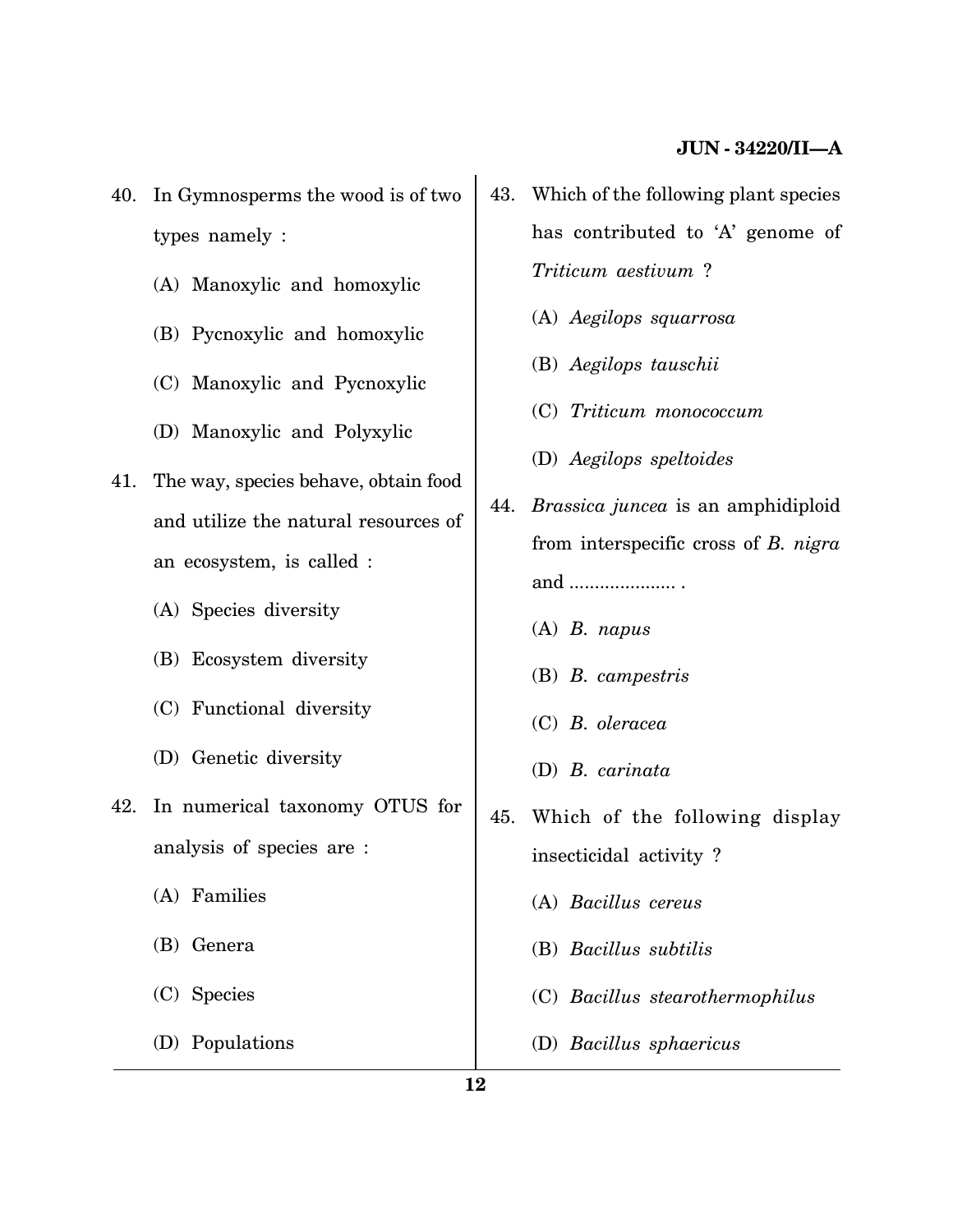40. In Gymnosperms the wood is of two types namely :

    (A) Manoxylic and homoxylic

    (B) Pycnoxylic and homoxylic

    (C) Manoxylic and Pycnoxylic

    (D) Manoxylic and Polyxylic

41. The way, species behave, obtain food and utilize the natural resources of an ecosystem, is called :

    (A) Species diversity

    (B) Ecosystem diversity

    (C) Functional diversity

    (D) Genetic diversity

42. In numerical taxonomy OTUS for analysis of species are :

    (A) Families

    (B) Genera

    (C) Species

    (D) Populations

43. Which of the following plant species has contributed to 'A' genome of *Triticum aestivum* ?

    (A) *Aegilops squarrosa*

    (B) *Aegilops tauschii*

    (C) *Triticum monococcum*

    (D) *Aegilops speltoides*

44. *Brassica juncea* is an amphidiploid from interspecific cross of *B. nigra* and ..................... .

    (A) *B. napus*

    (B) *B. campestris*

    (C) *B. oleracea*

    (D) *B. carinata*

45. Which of the following display insecticidal activity ?

    (A) *Bacillus cereus*

    (B) *Bacillus subtilis*

    (C) *Bacillus stearothermophilus*

    (D) *Bacillus sphaericus*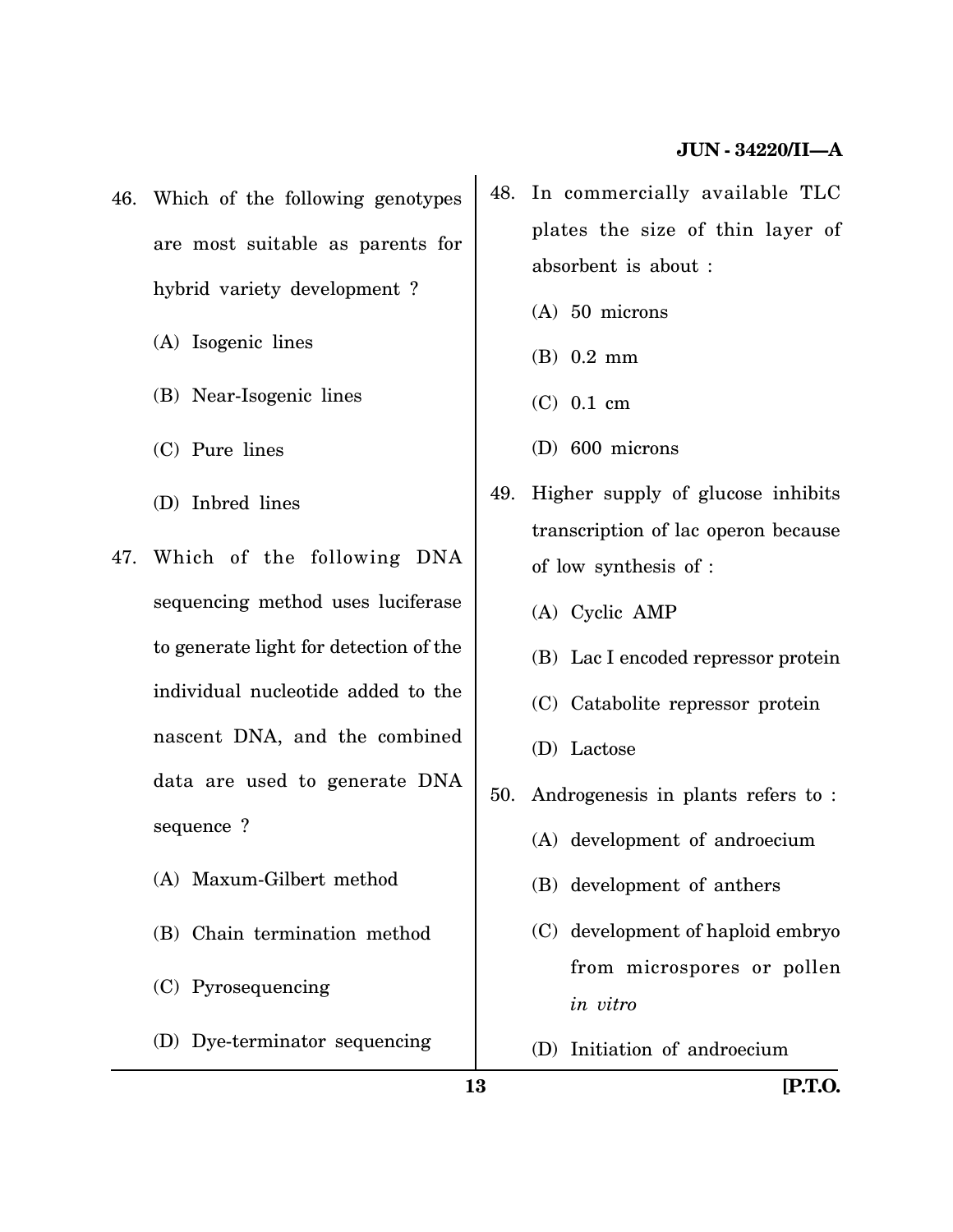46. Which of the following genotypes are most suitable as parents for hybrid variety development ?

    (A) Isogenic lines

    (B) Near-Isogenic lines

    (C) Pure lines

    (D) Inbred lines

47. Which of the following DNA sequencing method uses luciferase to generate light for detection of the individual nucleotide added to the nascent DNA, and the combined data are used to generate DNA sequence ?

    (A) Maxum-Gilbert method

    (B) Chain termination method

    (C) Pyrosequencing

    (D) Dye-terminator sequencing

48. In commercially available TLC plates the size of thin layer of absorbent is about :

    (A) 50 microns

    (B) 0.2 mm

    (C) 0.1 cm

    (D) 600 microns

49. Higher supply of glucose inhibits transcription of lac operon because of low synthesis of :

    (A) Cyclic AMP

    (B) Lac I encoded repressor protein

    (C) Catabolite repressor protein

    (D) Lactose

50. Androgenesis in plants refers to :

    (A) development of androecium

    (B) development of anthers

    (C) development of haploid embryo from microspores or pollen *in vitro*

    (D) Initiation of androecium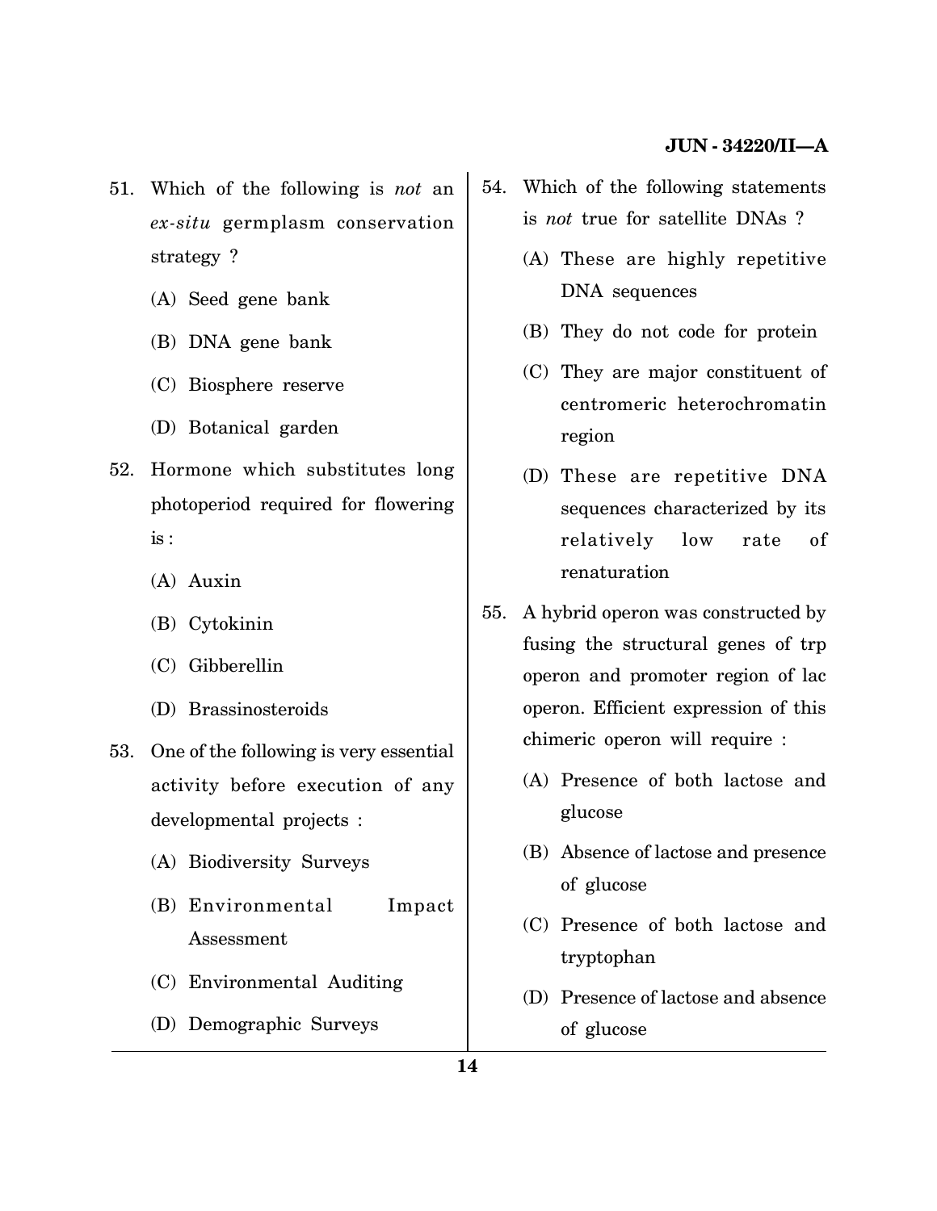51. Which of the following is *not* an *ex-situ* germplasm conservation strategy ?

    (A) Seed gene bank

    (B) DNA gene bank

    (C) Biosphere reserve

    (D) Botanical garden

52. Hormone which substitutes long photoperiod required for flowering is :

    (A) Auxin

    (B) Cytokinin

    (C) Gibberellin

    (D) Brassinosteroids

53. One of the following is very essential activity before execution of any developmental projects :

    (A) Biodiversity Surveys

    (B) Environmental Impact Assessment

    (C) Environmental Auditing

    (D) Demographic Surveys

54. Which of the following statements is *not* true for satellite DNAs ?

    (A) These are highly repetitive DNA sequences

    (B) They do not code for protein

    (C) They are major constituent of centromeric heterochromatin region

    (D) These are repetitive DNA sequences characterized by its relatively low rate of renaturation

55. A hybrid operon was constructed by fusing the structural genes of trp operon and promoter region of lac operon. Efficient expression of this chimeric operon will require :

    (A) Presence of both lactose and glucose

    (B) Absence of lactose and presence of glucose

    (C) Presence of both lactose and tryptophan

    (D) Presence of lactose and absence of glucose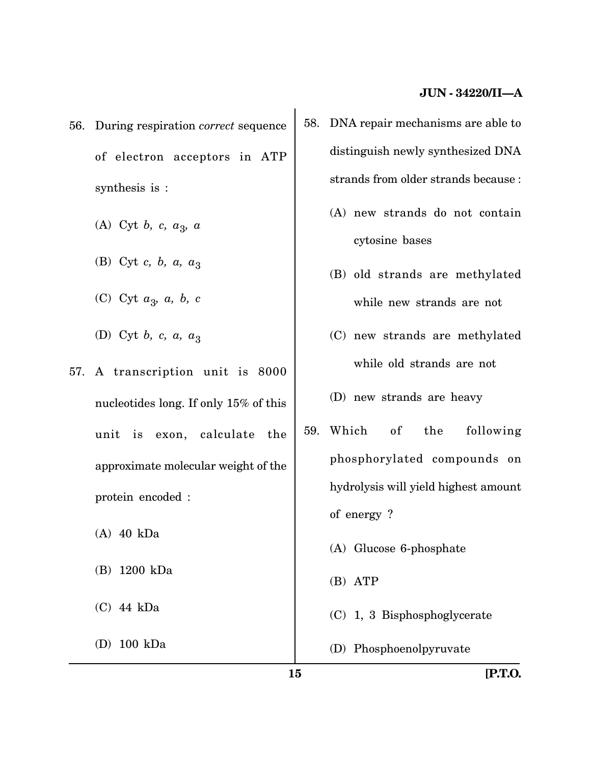56. During respiration *correct* sequence of electron acceptors in ATP synthesis is :

    (A) Cyt $b$, $c$, $a_3$, $a$

    (B) Cyt $c$, $b$, $a$, $a_3$

    (C) Cyt $a_3$, $a$, $b$, $c$

    (D) Cyt $b$, $c$, $a$, $a_3$

57. A transcription unit is 8000 nucleotides long. If only 15% of this unit is exon, calculate the approximate molecular weight of the protein encoded :

    (A) 40 kDa

    (B) 1200 kDa

    (C) 44 kDa

    (D) 100 kDa

58. DNA repair mechanisms are able to distinguish newly synthesized DNA strands from older strands because :

    (A) new strands do not contain cytosine bases

    (B) old strands are methylated while new strands are not

    (C) new strands are methylated while old strands are not

    (D) new strands are heavy

59. Which of the following phosphorylated compounds on hydrolysis will yield highest amount of energy ?

    (A) Glucose 6-phosphate

    (B) ATP

    (C) 1, 3 Bisphosphoglycerate

    (D) Phosphoenolpyruvate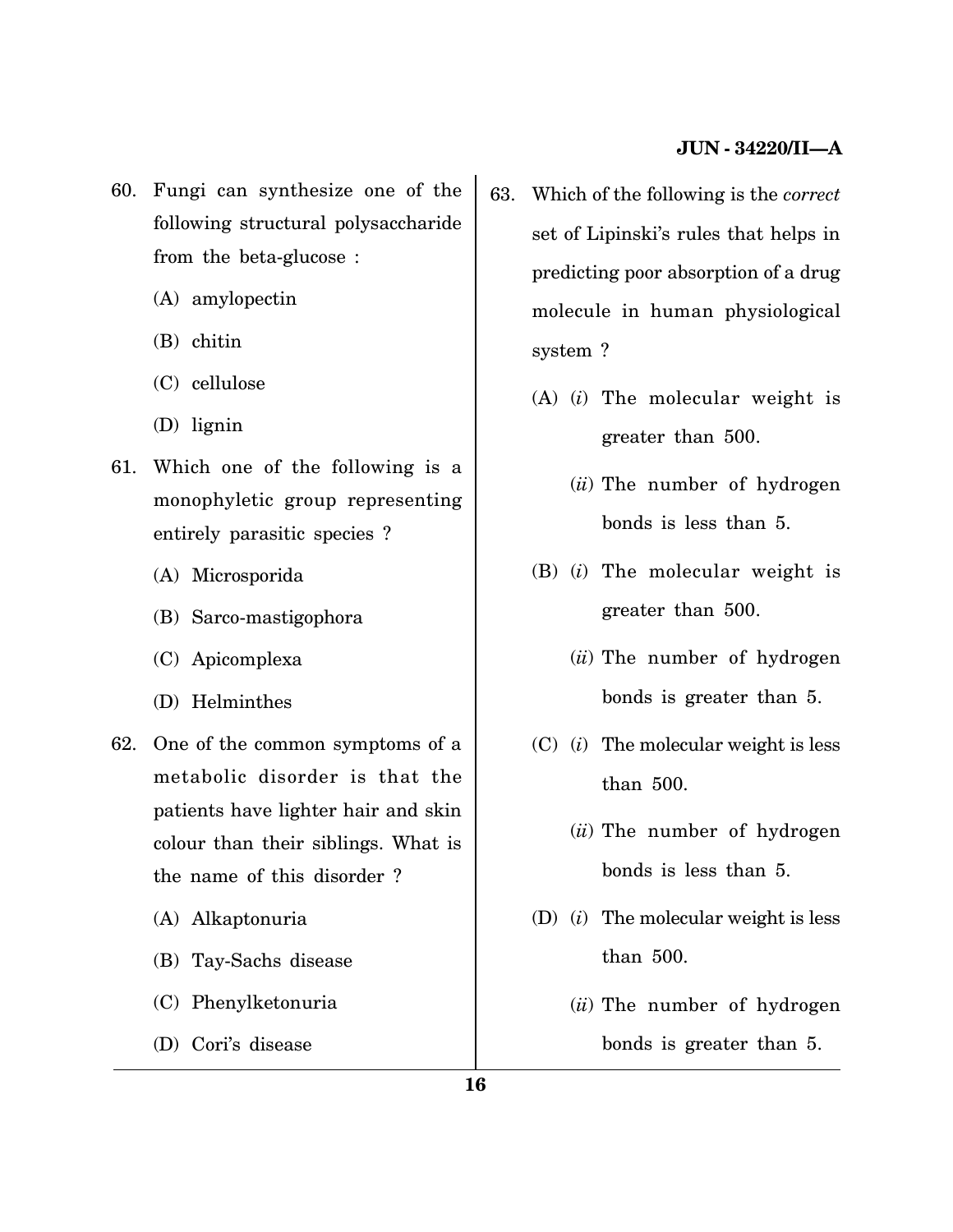60. Fungi can synthesize one of the following structural polysaccharide from the beta-glucose :

    (A) amylopectin

    (B) chitin

    (C) cellulose

    (D) lignin

61. Which one of the following is a monophyletic group representing entirely parasitic species ?

    (A) Microsporida

    (B) Sarco-mastigophora

    (C) Apicomplexa

    (D) Helminthes

62. One of the common symptoms of a metabolic disorder is that the patients have lighter hair and skin colour than their siblings. What is the name of this disorder ?

    (A) Alkaptonuria

    (B) Tay-Sachs disease

    (C) Phenylketonuria

    (D) Cori's disease

63. Which of the following is the *correct* set of Lipinski's rules that helps in predicting poor absorption of a drug molecule in human physiological system ?

    (A) (*i*) The molecular weight is greater than 500.

        (*ii*) The number of hydrogen bonds is less than 5.

    (B) (*i*) The molecular weight is greater than 500.

        (*ii*) The number of hydrogen bonds is greater than 5.

    (C) (*i*) The molecular weight is less than 500.

        (*ii*) The number of hydrogen bonds is less than 5.

    (D) (*i*) The molecular weight is less than 500.

        (*ii*) The number of hydrogen bonds is greater than 5.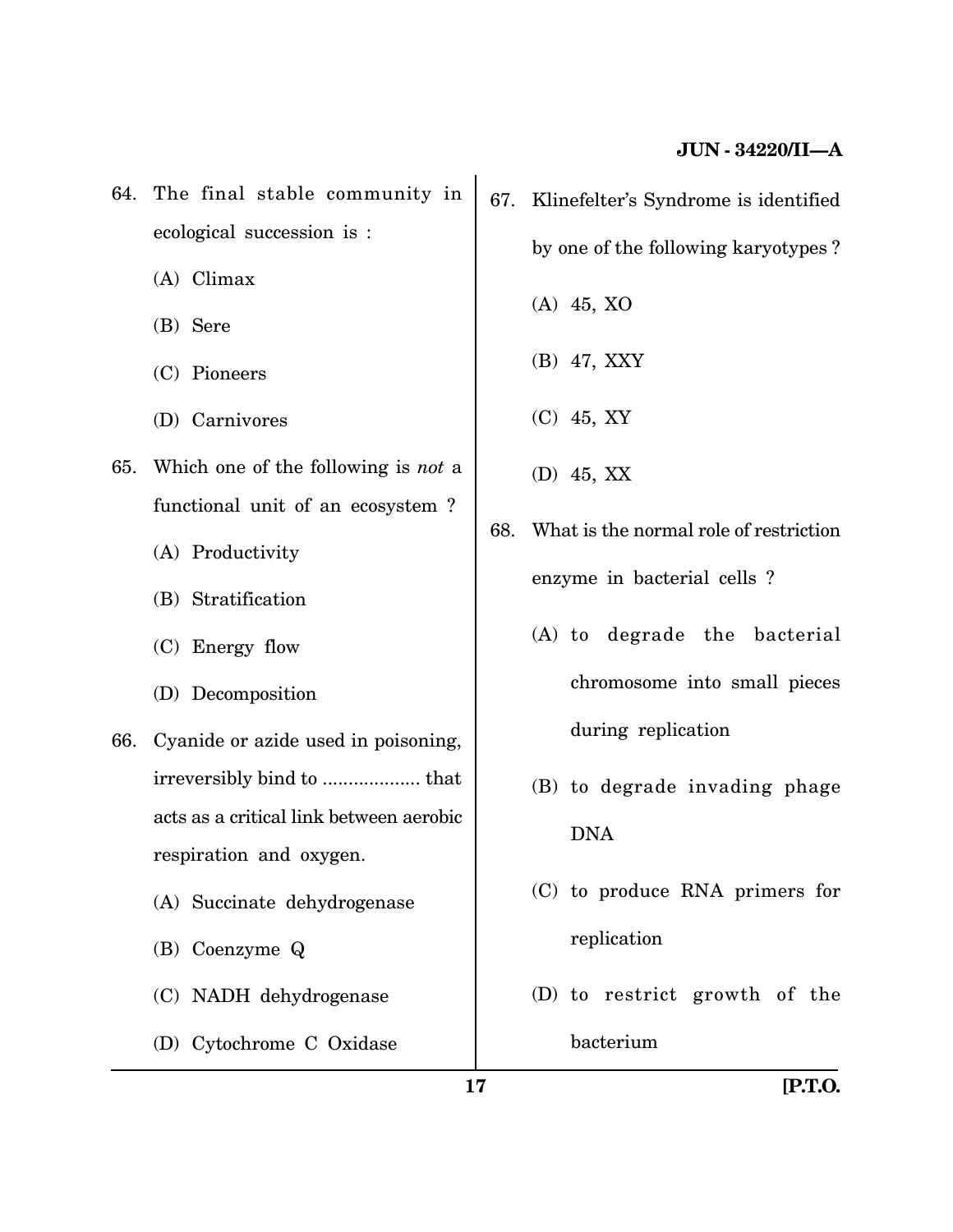64. The final stable community in ecological succession is :

    (A) Climax

    (B) Sere

    (C) Pioneers

    (D) Carnivores

65. Which one of the following is *not* a functional unit of an ecosystem ?

    (A) Productivity

    (B) Stratification

    (C) Energy flow

    (D) Decomposition

66. Cyanide or azide used in poisoning, irreversibly bind to .................. that acts as a critical link between aerobic respiration and oxygen.

    (A) Succinate dehydrogenase

    (B) Coenzyme Q

    (C) NADH dehydrogenase

    (D) Cytochrome C Oxidase

67. Klinefelter's Syndrome is identified by one of the following karyotypes ?

    (A) 45, XO

    (B) 47, XXY

    (C) 45, XY

    (D) 45, XX

68. What is the normal role of restriction enzyme in bacterial cells ?

    (A) to degrade the bacterial chromosome into small pieces during replication

    (B) to degrade invading phage DNA

    (C) to produce RNA primers for replication

    (D) to restrict growth of the bacterium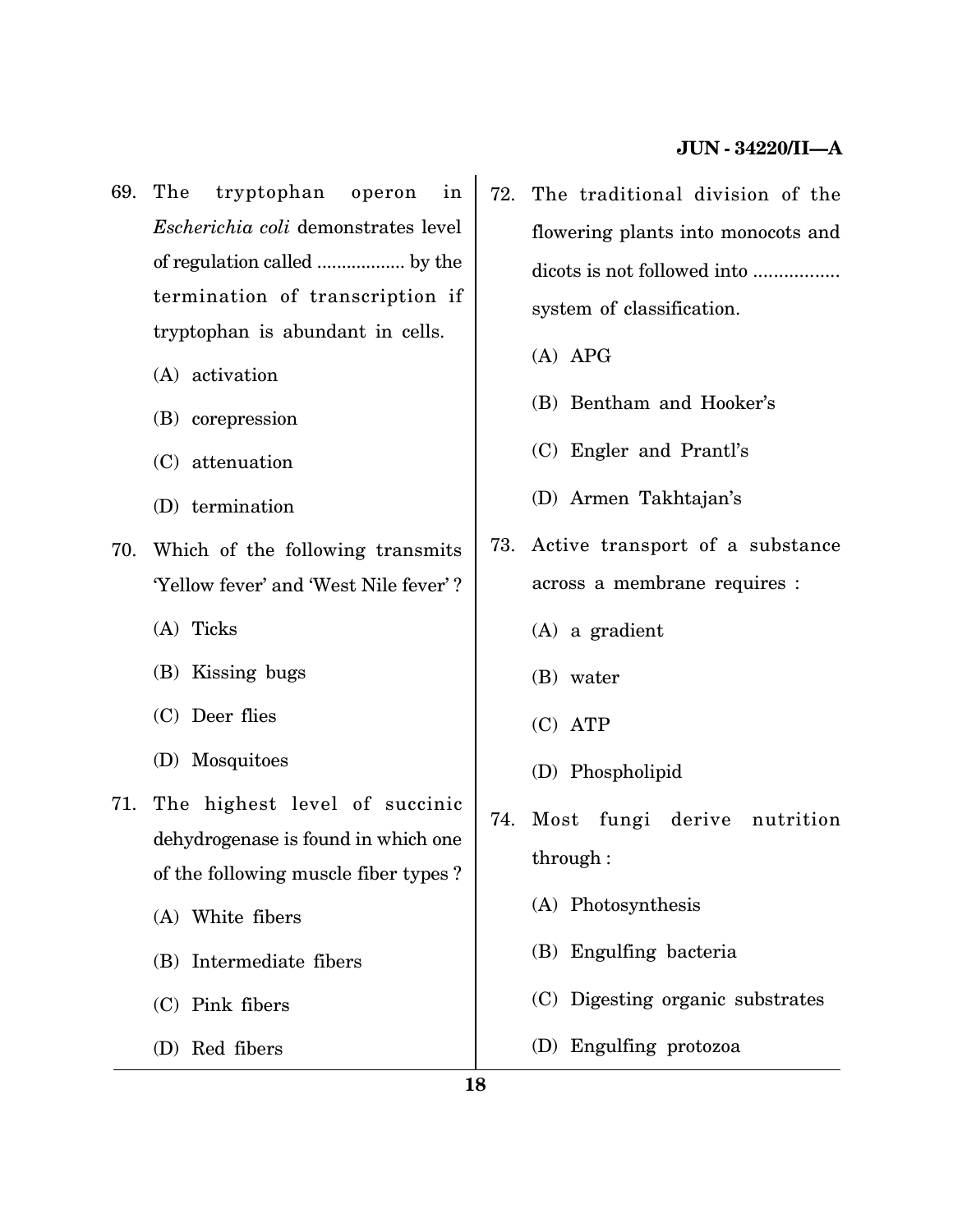69. The tryptophan operon in *Escherichia coli* demonstrates level of regulation called .................. by the termination of transcription if tryptophan is abundant in cells.

(A) activation

(B) corepression

(C) attenuation

(D) termination

70. Which of the following transmits 'Yellow fever' and 'West Nile fever' ?

(A) Ticks

(B) Kissing bugs

(C) Deer flies

(D) Mosquitoes

71. The highest level of succinic dehydrogenase is found in which one of the following muscle fiber types ?

(A) White fibers

(B) Intermediate fibers

(C) Pink fibers

(D) Red fibers

72. The traditional division of the flowering plants into monocots and dicots is not followed into ................. system of classification.

(A) APG

(B) Bentham and Hooker's

(C) Engler and Prantl's

(D) Armen Takhtajan's

73. Active transport of a substance across a membrane requires :

(A) a gradient

(B) water

(C) ATP

(D) Phospholipid

74. Most fungi derive nutrition through :

(A) Photosynthesis

(B) Engulfing bacteria

(C) Digesting organic substrates

(D) Engulfing protozoa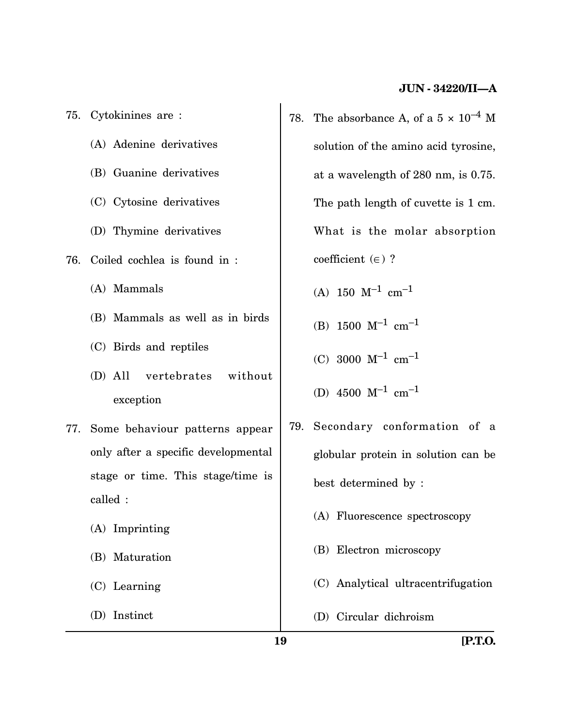75. Cytokinines are :

    (A) Adenine derivatives

    (B) Guanine derivatives

    (C) Cytosine derivatives

    (D) Thymine derivatives

76. Coiled cochlea is found in :

    (A) Mammals

    (B) Mammals as well as in birds

    (C) Birds and reptiles

    (D) All vertebrates without exception

77. Some behaviour patterns appear only after a specific developmental stage or time. This stage/time is called :

    (A) Imprinting

    (B) Maturation

    (C) Learning

    (D) Instinct

78. The absorbance A, of a $5 \times 10^{-4}$ M solution of the amino acid tyrosine, at a wavelength of 280 nm, is 0.75. The path length of cuvette is 1 cm. What is the molar absorption coefficient ($\in$) ?

    (A) 150 $M^{-1}$ $cm^{-1}$

    (B) 1500 $M^{-1}$ $cm^{-1}$

    (C) 3000 $M^{-1}$ $cm^{-1}$

    (D) 4500 $M^{-1}$ $cm^{-1}$

79. Secondary conformation of a globular protein in solution can be best determined by :

    (A) Fluorescence spectroscopy

    (B) Electron microscopy

    (C) Analytical ultracentrifugation

    (D) Circular dichroism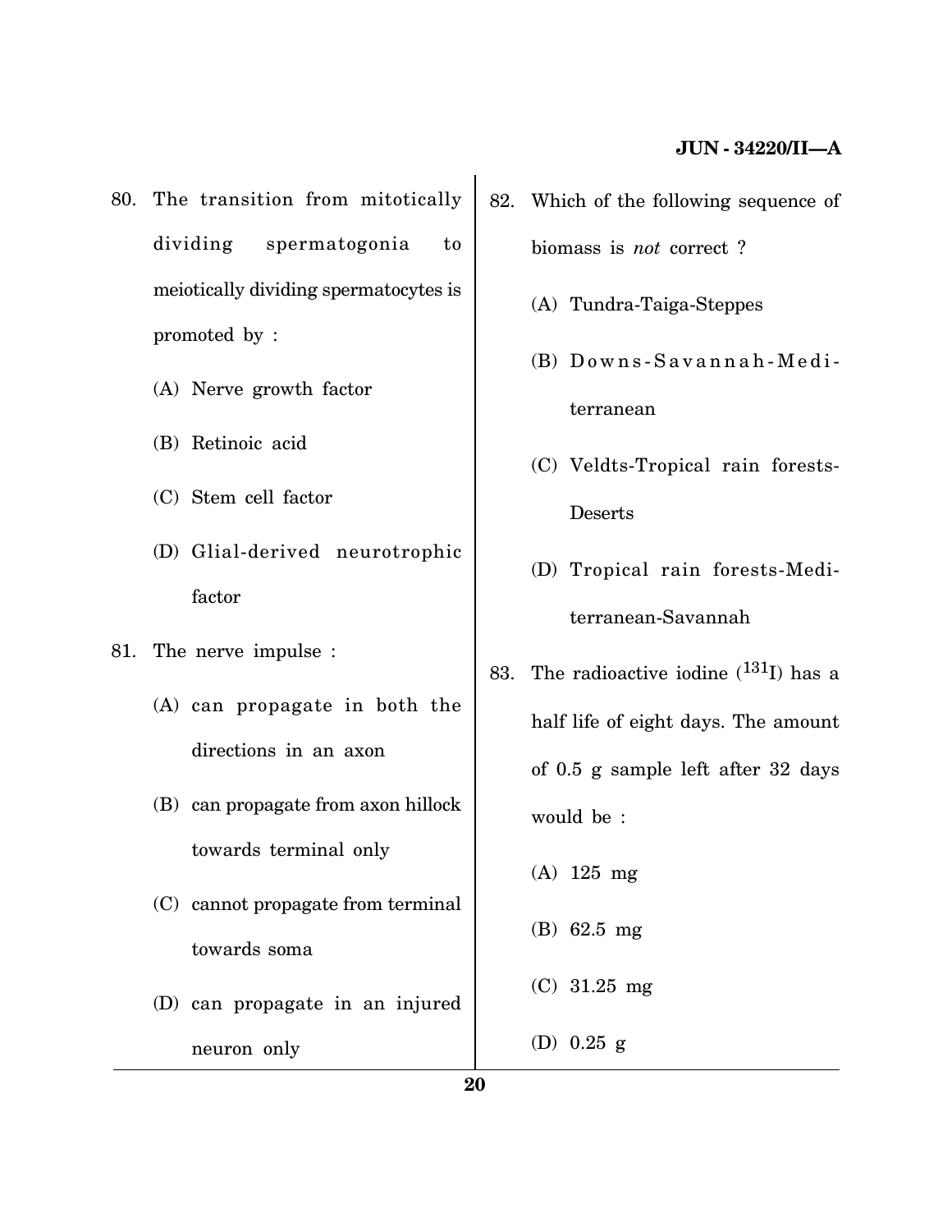80. The transition from mitotically dividing spermatogonia to meiotically dividing spermatocytes is promoted by :

    (A) Nerve growth factor

    (B) Retinoic acid

    (C) Stem cell factor

    (D) Glial-derived neurotrophic factor

81. The nerve impulse :

    (A) can propagate in both the directions in an axon

    (B) can propagate from axon hillock towards terminal only

    (C) cannot propagate from terminal towards soma

    (D) can propagate in an injured neuron only

82. Which of the following sequence of biomass is *not* correct ?

    (A) Tundra-Taiga-Steppes

    (B) Downs-Savannah-Mediterranean

    (C) Veldts-Tropical rain forests-Deserts

    (D) Tropical rain forests-Mediterranean-Savannah

83. The radioactive iodine ($^{131}$I) has a half life of eight days. The amount of 0.5 g sample left after 32 days would be :

    (A) 125 mg

    (B) 62.5 mg

    (C) 31.25 mg

    (D) 0.25 g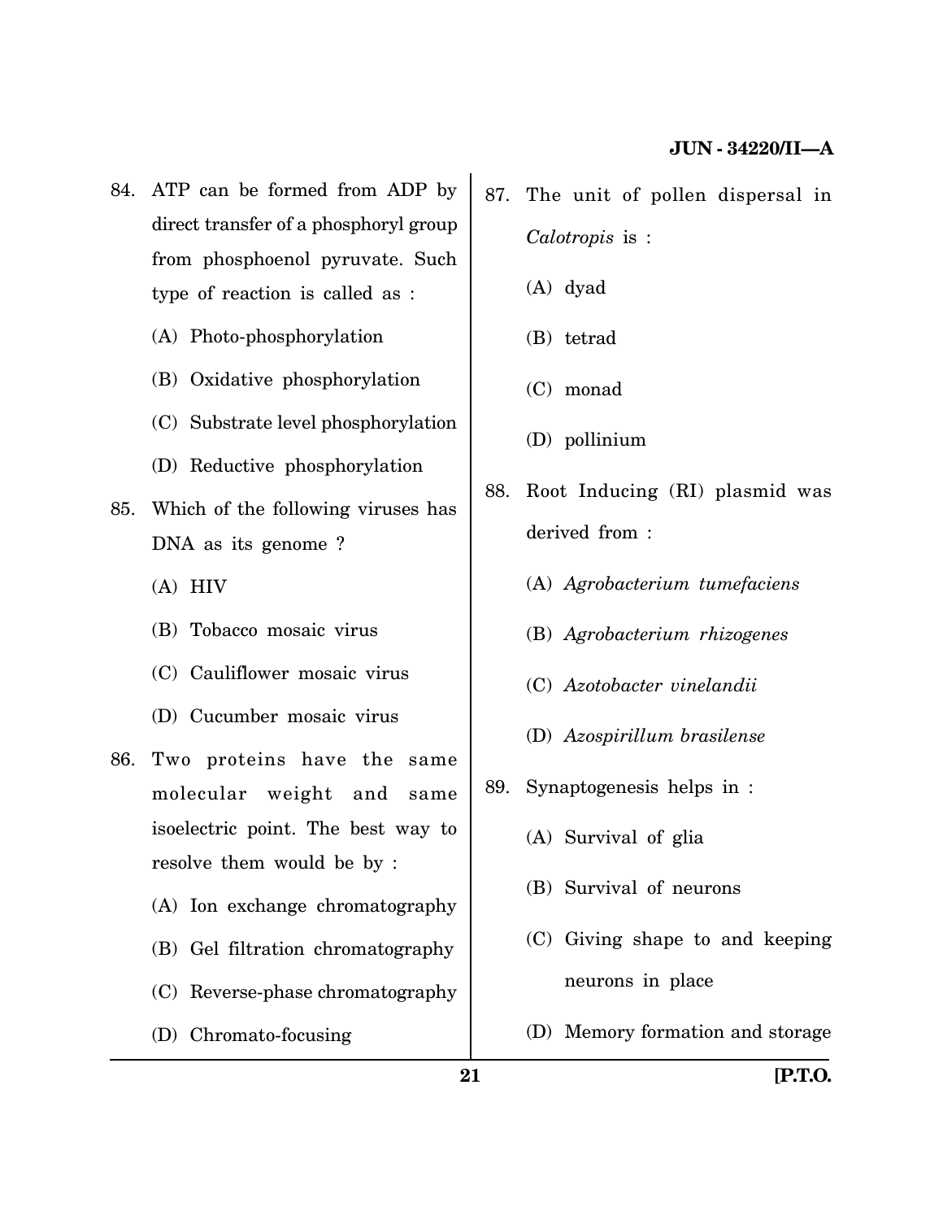84. ATP can be formed from ADP by direct transfer of a phosphoryl group from phosphoenol pyruvate. Such type of reaction is called as :

(A) Photo-phosphorylation

(B) Oxidative phosphorylation

(C) Substrate level phosphorylation

(D) Reductive phosphorylation

85. Which of the following viruses has DNA as its genome ?

(A) HIV

(B) Tobacco mosaic virus

(C) Cauliflower mosaic virus

(D) Cucumber mosaic virus

86. Two proteins have the same molecular weight and same isoelectric point. The best way to resolve them would be by :

(A) Ion exchange chromatography

(B) Gel filtration chromatography

(C) Reverse-phase chromatography

(D) Chromato-focusing

87. The unit of pollen dispersal in *Calotropis* is :

(A) dyad

(B) tetrad

(C) monad

(D) pollinium

88. Root Inducing (RI) plasmid was derived from :

(A) *Agrobacterium tumefaciens*

(B) *Agrobacterium rhizogenes*

(C) *Azotobacter vinelandii*

(D) *Azospirillum brasilense*

89. Synaptogenesis helps in :

(A) Survival of glia

(B) Survival of neurons

(C) Giving shape to and keeping neurons in place

(D) Memory formation and storage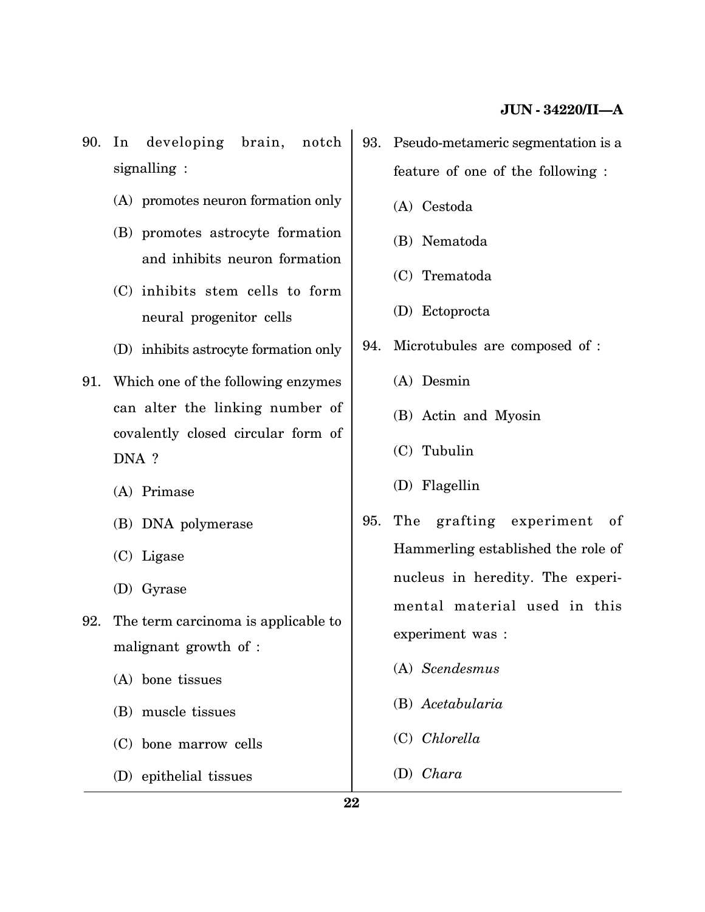90. In developing brain, notch signalling :

    (A) promotes neuron formation only

    (B) promotes astrocyte formation and inhibits neuron formation

    (C) inhibits stem cells to form neural progenitor cells

    (D) inhibits astrocyte formation only

91. Which one of the following enzymes can alter the linking number of covalently closed circular form of DNA ?

    (A) Primase

    (B) DNA polymerase

    (C) Ligase

    (D) Gyrase

92. The term carcinoma is applicable to malignant growth of :

    (A) bone tissues

    (B) muscle tissues

    (C) bone marrow cells

    (D) epithelial tissues

93. Pseudo-metameric segmentation is a feature of one of the following :

    (A) Cestoda

    (B) Nematoda

    (C) Trematoda

    (D) Ectoprocta

94. Microtubules are composed of :

    (A) Desmin

    (B) Actin and Myosin

    (C) Tubulin

    (D) Flagellin

95. The grafting experiment of Hammerling established the role of nucleus in heredity. The experimental material used in this experiment was :

    (A) *Scendesmus*

    (B) *Acetabularia*

    (C) *Chlorella*

    (D) *Chara*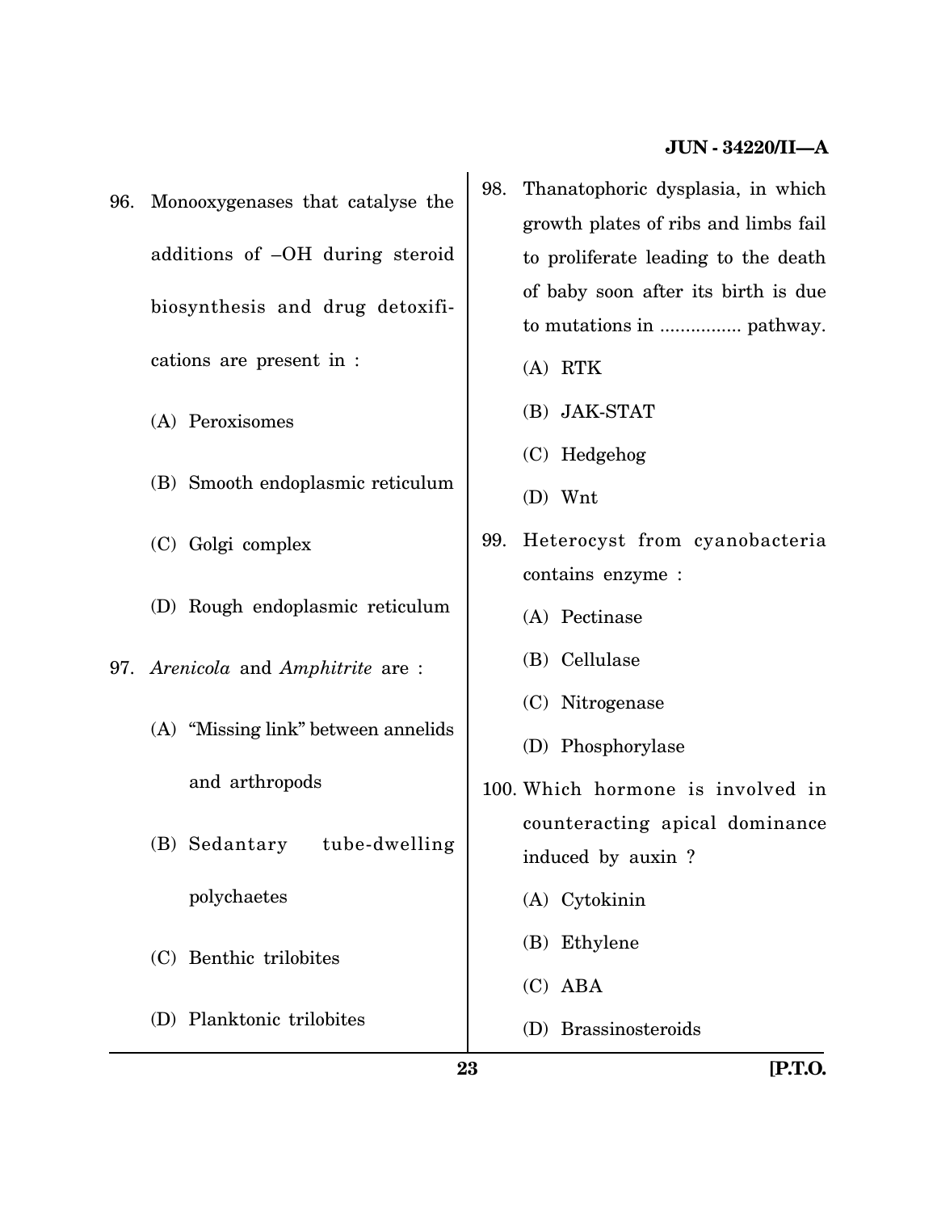96. Monooxygenases that catalyse the additions of –OH during steroid biosynthesis and drug detoxifications are present in :

    (A) Peroxisomes

    (B) Smooth endoplasmic reticulum

    (C) Golgi complex

    (D) Rough endoplasmic reticulum

97. *Arenicola* and *Amphitrite* are :

    (A) "Missing link" between annelids and arthropods

    (B) Sedantary tube-dwelling polychaetes

    (C) Benthic trilobites

    (D) Planktonic trilobites

98. Thanatophoric dysplasia, in which growth plates of ribs and limbs fail to proliferate leading to the death of baby soon after its birth is due to mutations in ................ pathway.

    (A) RTK

    (B) JAK-STAT

    (C) Hedgehog

    (D) Wnt

99. Heterocyst from cyanobacteria contains enzyme :

    (A) Pectinase

    (B) Cellulase

    (C) Nitrogenase

    (D) Phosphorylase

100. Which hormone is involved in counteracting apical dominance induced by auxin ?

    (A) Cytokinin

    (B) Ethylene

    (C) ABA

    (D) Brassinosteroids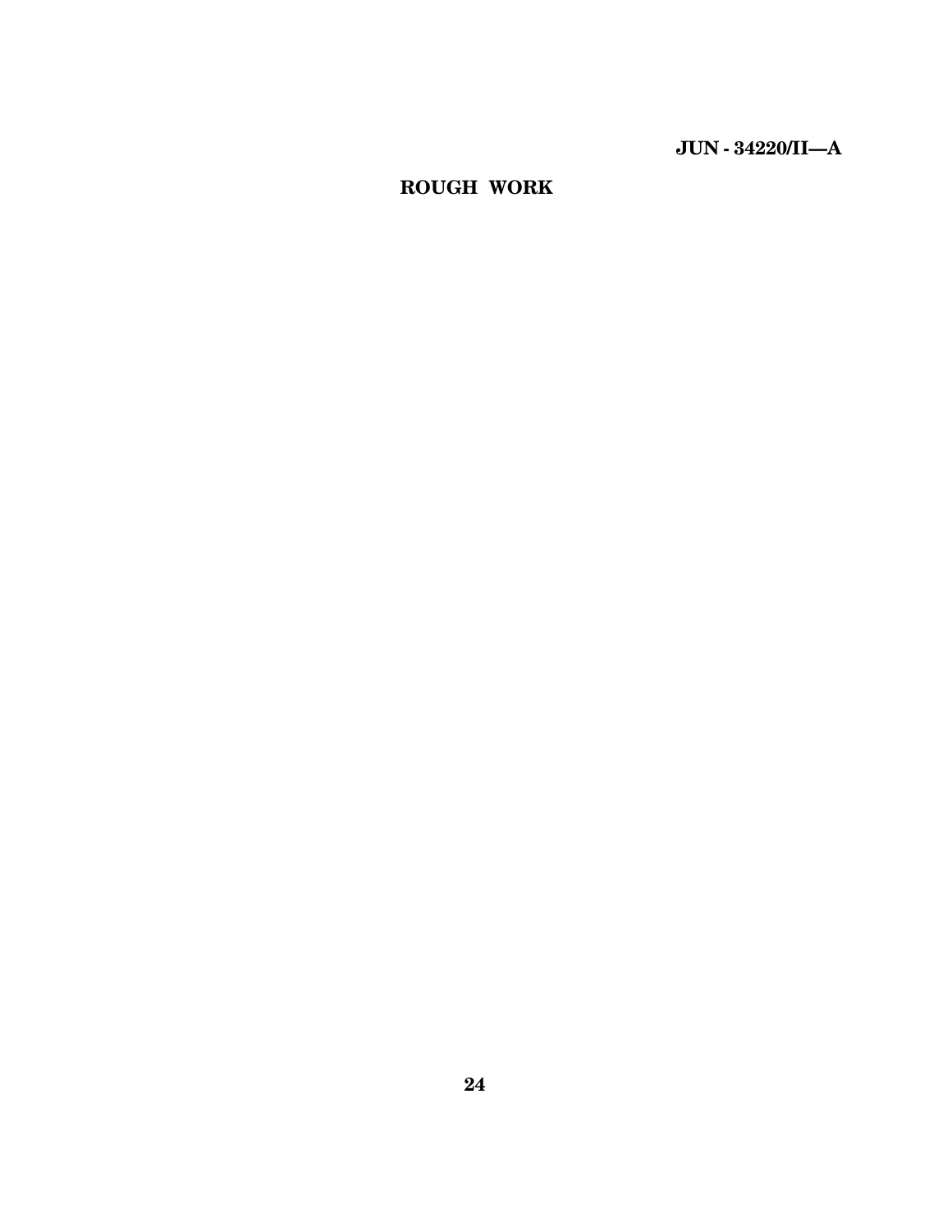**ROUGH WORK**